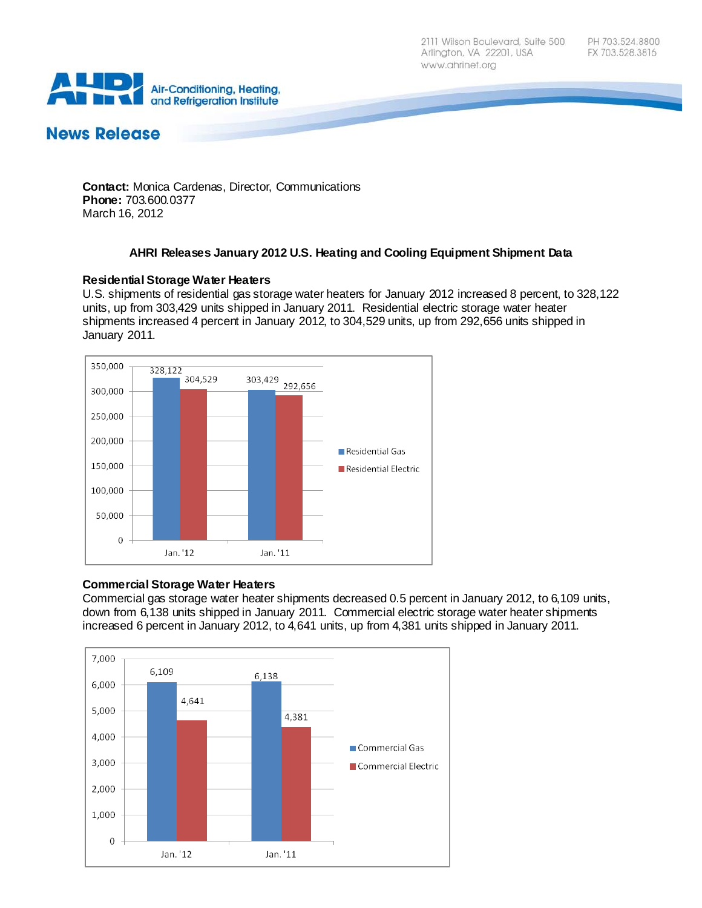2111 Wilson Boulevard, Suite 500
Arlington, VA 22201, USA
www.ahrinet.org

PH 703.524.8800
FX 703.528.3816

AHRI Air-Conditioning, Heating, and Refrigeration Institute

## News Release

**Contact:** Monica Cardenas, Director, Communications
**Phone:** 703.600.0377
March 16, 2012

### AHRI Releases January 2012 U.S. Heating and Cooling Equipment Shipment Data

**Residential Storage Water Heaters**

U.S. shipments of residential gas storage water heaters for January 2012 increased 8 percent, to 328,122 units, up from 303,429 units shipped in January 2011. Residential electric storage water heater shipments increased 4 percent in January 2012, to 304,529 units, up from 292,656 units shipped in January 2011.

| | Residential Gas | Residential Electric |
|---|---|---|
| Jan. '12 | 328,122 | 304,529 |
| Jan. '11 | 303,429 | 292,656 |

**Commercial Storage Water Heaters**

Commercial gas storage water heater shipments decreased 0.5 percent in January 2012, to 6,109 units, down from 6,138 units shipped in January 2011. Commercial electric storage water heater shipments increased 6 percent in January 2012, to 4,641 units, up from 4,381 units shipped in January 2011.

| | Commercial Gas | Commercial Electric |
|---|---|---|
| Jan. '12 | 6,109 | 4,641 |
| Jan. '11 | 6,138 | 4,381 |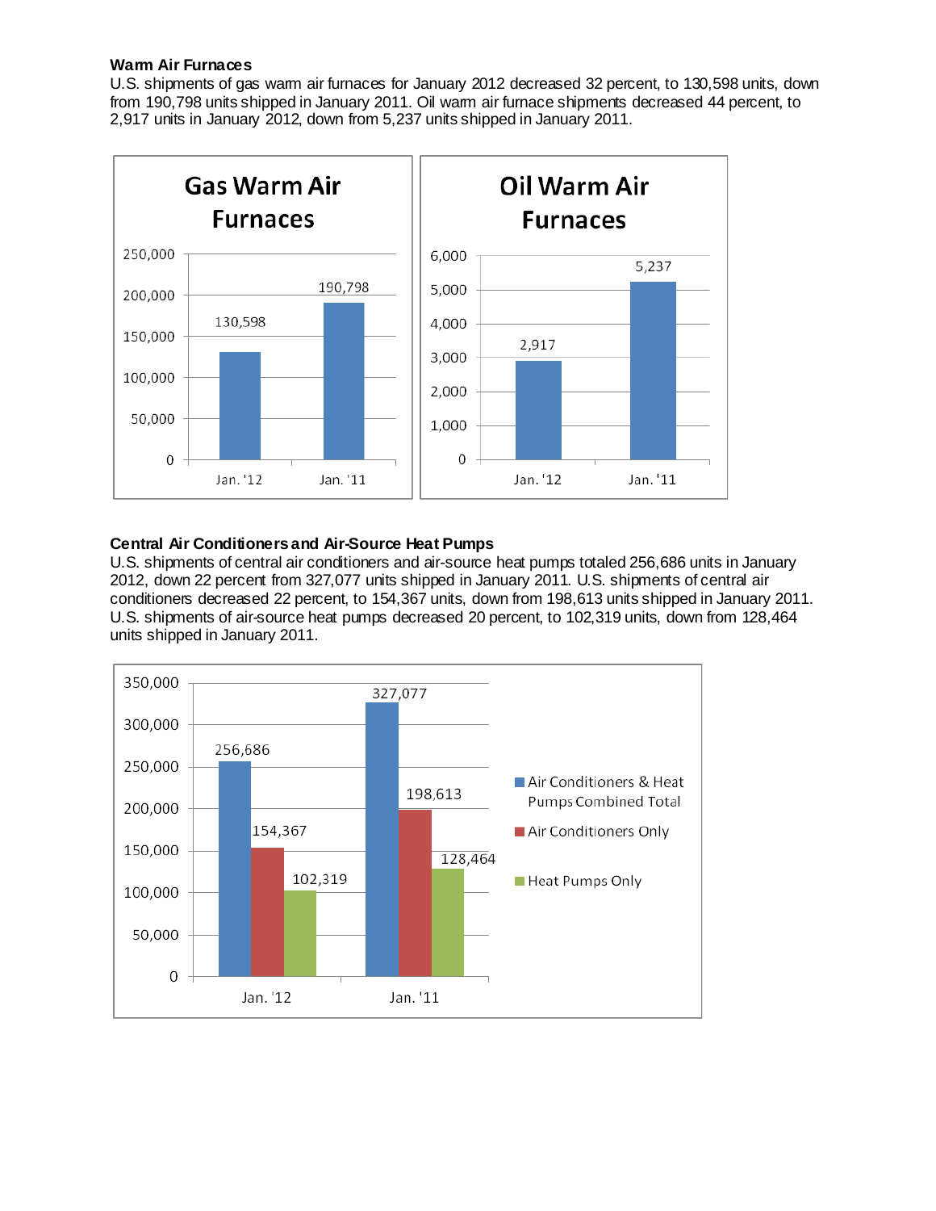**Warm Air Furnaces**

U.S. shipments of gas warm air furnaces for January 2012 decreased 32 percent, to 130,598 units, down from 190,798 units shipped in January 2011. Oil warm air furnace shipments decreased 44 percent, to 2,917 units in January 2012, down from 5,237 units shipped in January 2011.

**Gas Warm Air Furnaces**

| | Jan. '12 | Jan. '11 |
|---|---|---|
| Units | 130,598 | 190,798 |

**Oil Warm Air Furnaces**

| | Jan. '12 | Jan. '11 |
|---|---|---|
| Units | 2,917 | 5,237 |

**Central Air Conditioners and Air-Source Heat Pumps**

U.S. shipments of central air conditioners and air-source heat pumps totaled 256,686 units in January 2012, down 22 percent from 327,077 units shipped in January 2011. U.S. shipments of central air conditioners decreased 22 percent, to 154,367 units, down from 198,613 units shipped in January 2011. U.S. shipments of air-source heat pumps decreased 20 percent, to 102,319 units, down from 128,464 units shipped in January 2011.

| | Jan. '12 | Jan. '11 |
|---|---|---|
| Air Conditioners & Heat Pumps Combined Total | 256,686 | 327,077 |
| Air Conditioners Only | 154,367 | 198,613 |
| Heat Pumps Only | 102,319 | 128,464 |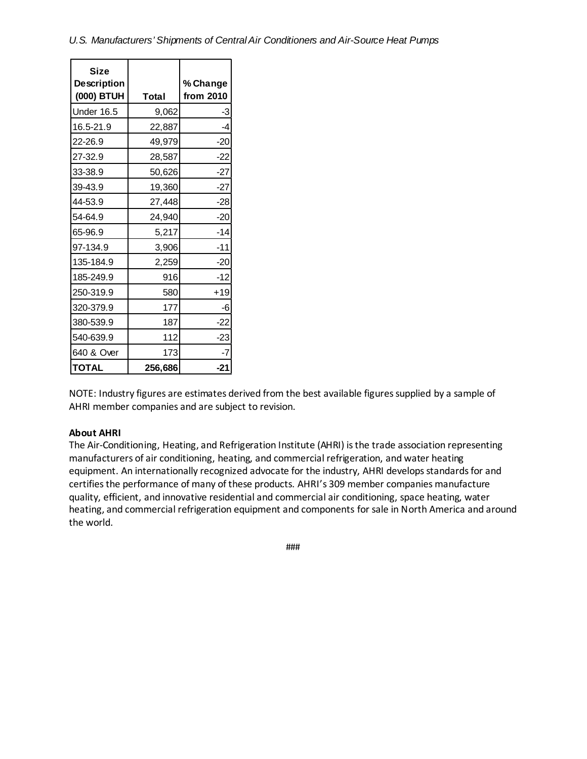*U.S. Manufacturers' Shipments of Central Air Conditioners and Air-Source Heat Pumps*

| Size Description (000) BTUH | Total | % Change from 2010 |
|---|---|---|
| Under 16.5 | 9,062 | -3 |
| 16.5-21.9 | 22,887 | -4 |
| 22-26.9 | 49,979 | -20 |
| 27-32.9 | 28,587 | -22 |
| 33-38.9 | 50,626 | -27 |
| 39-43.9 | 19,360 | -27 |
| 44-53.9 | 27,448 | -28 |
| 54-64.9 | 24,940 | -20 |
| 65-96.9 | 5,217 | -14 |
| 97-134.9 | 3,906 | -11 |
| 135-184.9 | 2,259 | -20 |
| 185-249.9 | 916 | -12 |
| 250-319.9 | 580 | +19 |
| 320-379.9 | 177 | -6 |
| 380-539.9 | 187 | -22 |
| 540-639.9 | 112 | -23 |
| 640 & Over | 173 | -7 |
| **TOTAL** | **256,686** | **-21** |

NOTE: Industry figures are estimates derived from the best available figures supplied by a sample of AHRI member companies and are subject to revision.

**About AHRI**

The Air-Conditioning, Heating, and Refrigeration Institute (AHRI) is the trade association representing manufacturers of air conditioning, heating, and commercial refrigeration, and water heating equipment. An internationally recognized advocate for the industry, AHRI develops standards for and certifies the performance of many of these products. AHRI's 309 member companies manufacture quality, efficient, and innovative residential and commercial air conditioning, space heating, water heating, and commercial refrigeration equipment and components for sale in North America and around the world.

###